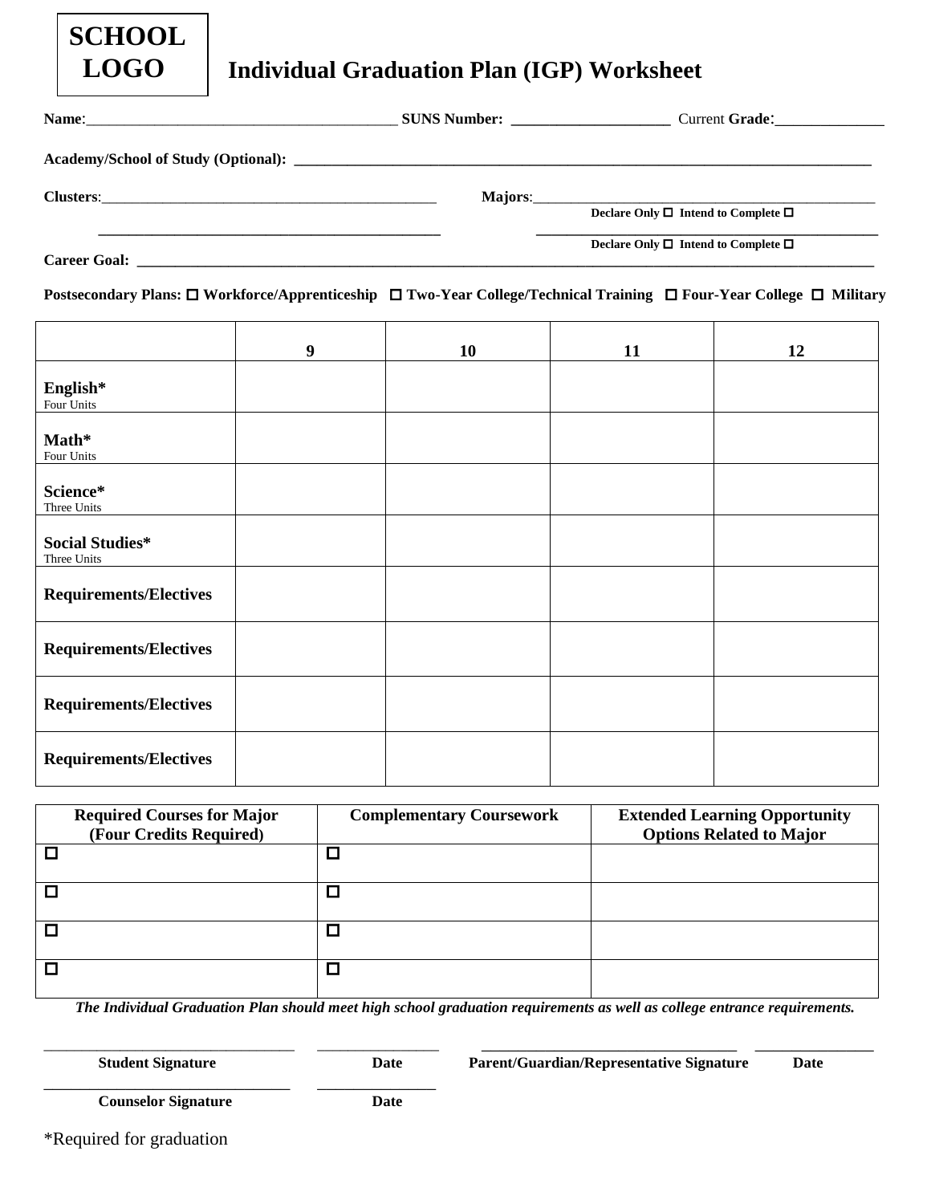**SCHOOL LOGO**

# Individual Graduation Plan (IGP) Worksheet

**Name**:________________________________________ **SUNS Number:** ____________________ Current **Grade**:______________

**Academy/School of Study (Optional):** ______________________________________________________________________________

**Clusters**:______________________________________________ **Majors**:_____________________________________________
Declare Only ☐ Intend to Complete ☐

______________________________________________ _____________________________________________
Declare Only ☐ Intend to Complete ☐

**Career Goal:** ___________________________________________________________________________________________________

**Postsecondary Plans:** ☐ **Workforce/Apprenticeship** ☐ **Two-Year College/Technical Training** ☐ **Four-Year College** ☐ **Military**

| | 9 | 10 | 11 | 12 |
|---|---|---|---|---|
| **English*** Four Units | | | | |
| **Math*** Four Units | | | | |
| **Science*** Three Units | | | | |
| **Social Studies*** Three Units | | | | |
| **Requirements/Electives** | | | | |
| **Requirements/Electives** | | | | |
| **Requirements/Electives** | | | | |
| **Requirements/Electives** | | | | |

| Required Courses for Major (Four Credits Required) | Complementary Coursework | Extended Learning Opportunity Options Related to Major |
|---|---|---|
| ☐ | ☐ | |
| ☐ | ☐ | |
| ☐ | ☐ | |
| ☐ | ☐ | |

***The Individual Graduation Plan should meet high school graduation requirements as well as college entrance requirements.***

________________________________ _______________ ________________________________ _______________
**Student Signature** **Date** **Parent/Guardian/Representative Signature** **Date**

________________________________ _______________
**Counselor Signature** **Date**

*Required for graduation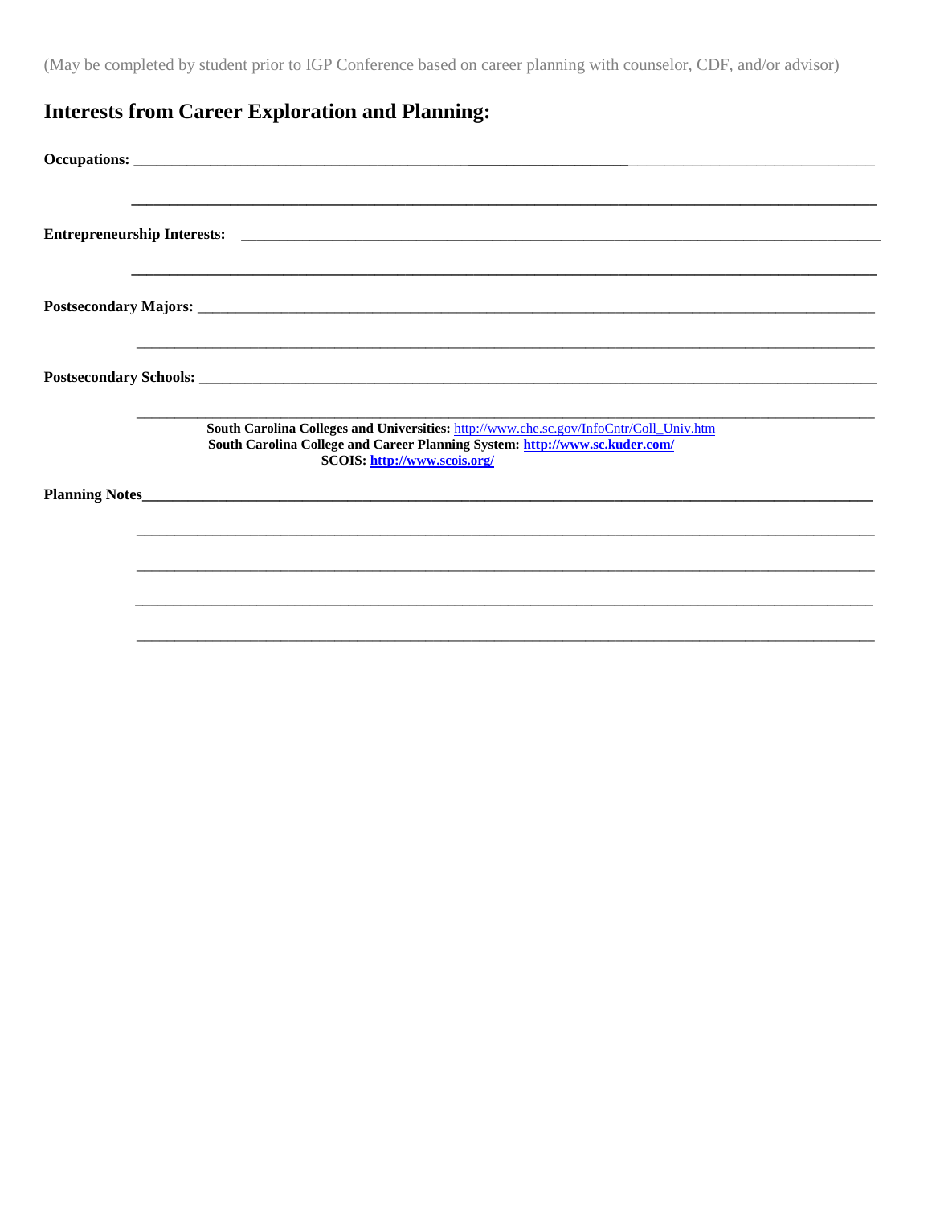(May be completed by student prior to IGP Conference based on career planning with counselor, CDF, and/or advisor)

## Interests from Career Exploration and Planning:

**Occupations:** ______________________________________________________________________________

______________________________________________________________________________

**Entrepreneurship Interests:** ______________________________________________________________________________

______________________________________________________________________________

**Postsecondary Majors:** ______________________________________________________________________________

______________________________________________________________________________

**Postsecondary Schools:** ______________________________________________________________________________

______________________________________________________________________________

**South Carolina Colleges and Universities:** http://www.che.sc.gov/InfoCntr/Coll_Univ.htm
**South Carolina College and Career Planning System:** **http://www.sc.kuder.com/**
**SCOIS:** **http://www.scois.org/**

**Planning Notes**______________________________________________________________________________

______________________________________________________________________________

______________________________________________________________________________

______________________________________________________________________________

______________________________________________________________________________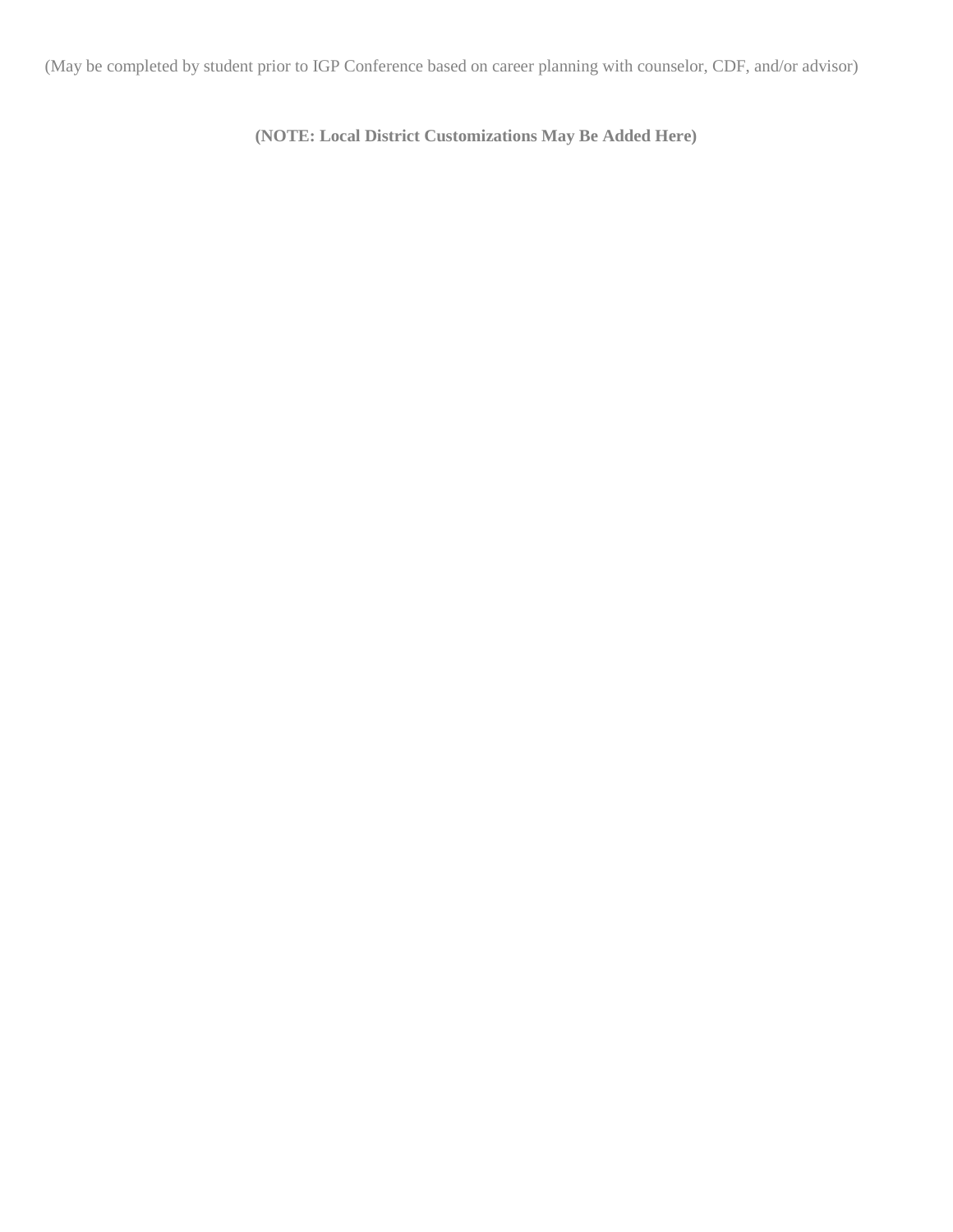(May be completed by student prior to IGP Conference based on career planning with counselor, CDF, and/or advisor)

**(NOTE: Local District Customizations May Be Added Here)**